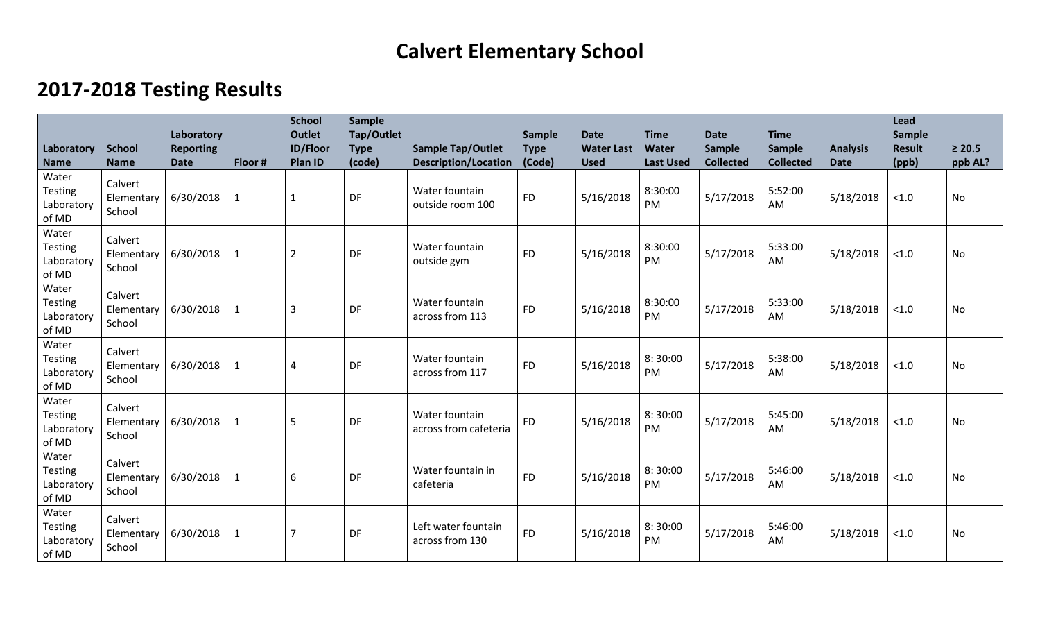# Calvert Elementary School

## 2017-2018 Testing Results

| Laboratory Name | School Name | Laboratory Reporting Date | Floor # | School Outlet ID/Floor Plan ID | Sample Tap/Outlet Type (code) | Sample Tap/Outlet Description/Location | Sample Type (Code) | Date Water Last Used | Time Water Last Used | Date Sample Collected | Time Sample Collected | Analysis Date | Lead Sample Result (ppb) | ≥ 20.5 ppb AL? |
|---|---|---|---|---|---|---|---|---|---|---|---|---|---|---|
| Water Testing Laboratory of MD | Calvert Elementary School | 6/30/2018 | 1 | 1 | DF | Water fountain outside room 100 | FD | 5/16/2018 | 8:30:00 PM | 5/17/2018 | 5:52:00 AM | 5/18/2018 | <1.0 | No |
| Water Testing Laboratory of MD | Calvert Elementary School | 6/30/2018 | 1 | 2 | DF | Water fountain outside gym | FD | 5/16/2018 | 8:30:00 PM | 5/17/2018 | 5:33:00 AM | 5/18/2018 | <1.0 | No |
| Water Testing Laboratory of MD | Calvert Elementary School | 6/30/2018 | 1 | 3 | DF | Water fountain across from 113 | FD | 5/16/2018 | 8:30:00 PM | 5/17/2018 | 5:33:00 AM | 5/18/2018 | <1.0 | No |
| Water Testing Laboratory of MD | Calvert Elementary School | 6/30/2018 | 1 | 4 | DF | Water fountain across from 117 | FD | 5/16/2018 | 8: 30:00 PM | 5/17/2018 | 5:38:00 AM | 5/18/2018 | <1.0 | No |
| Water Testing Laboratory of MD | Calvert Elementary School | 6/30/2018 | 1 | 5 | DF | Water fountain across from cafeteria | FD | 5/16/2018 | 8: 30:00 PM | 5/17/2018 | 5:45:00 AM | 5/18/2018 | <1.0 | No |
| Water Testing Laboratory of MD | Calvert Elementary School | 6/30/2018 | 1 | 6 | DF | Water fountain in cafeteria | FD | 5/16/2018 | 8: 30:00 PM | 5/17/2018 | 5:46:00 AM | 5/18/2018 | <1.0 | No |
| Water Testing Laboratory of MD | Calvert Elementary School | 6/30/2018 | 1 | 7 | DF | Left water fountain across from 130 | FD | 5/16/2018 | 8: 30:00 PM | 5/17/2018 | 5:46:00 AM | 5/18/2018 | <1.0 | No |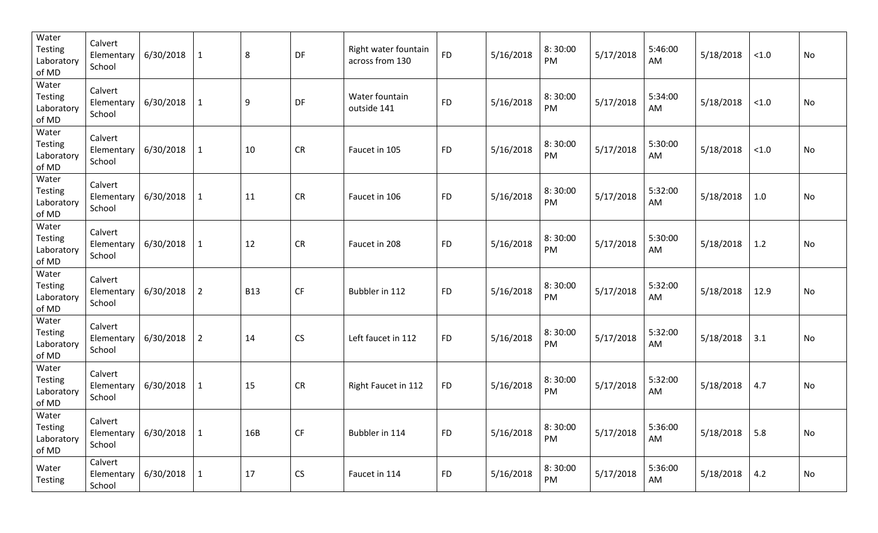| Water Testing Laboratory of MD | Calvert Elementary School | 6/30/2018 | 1 | 8 | DF | Right water fountain across from 130 | FD | 5/16/2018 | 8: 30:00 PM | 5/17/2018 | 5:46:00 AM | 5/18/2018 | <1.0 | No |
|---|---|---|---|---|---|---|---|---|---|---|---|---|---|---|
| Water Testing Laboratory of MD | Calvert Elementary School | 6/30/2018 | 1 | 9 | DF | Water fountain outside 141 | FD | 5/16/2018 | 8: 30:00 PM | 5/17/2018 | 5:34:00 AM | 5/18/2018 | <1.0 | No |
| Water Testing Laboratory of MD | Calvert Elementary School | 6/30/2018 | 1 | 10 | CR | Faucet in 105 | FD | 5/16/2018 | 8: 30:00 PM | 5/17/2018 | 5:30:00 AM | 5/18/2018 | <1.0 | No |
| Water Testing Laboratory of MD | Calvert Elementary School | 6/30/2018 | 1 | 11 | CR | Faucet in 106 | FD | 5/16/2018 | 8: 30:00 PM | 5/17/2018 | 5:32:00 AM | 5/18/2018 | 1.0 | No |
| Water Testing Laboratory of MD | Calvert Elementary School | 6/30/2018 | 1 | 12 | CR | Faucet in 208 | FD | 5/16/2018 | 8: 30:00 PM | 5/17/2018 | 5:30:00 AM | 5/18/2018 | 1.2 | No |
| Water Testing Laboratory of MD | Calvert Elementary School | 6/30/2018 | 2 | B13 | CF | Bubbler in 112 | FD | 5/16/2018 | 8: 30:00 PM | 5/17/2018 | 5:32:00 AM | 5/18/2018 | 12.9 | No |
| Water Testing Laboratory of MD | Calvert Elementary School | 6/30/2018 | 2 | 14 | CS | Left faucet in 112 | FD | 5/16/2018 | 8: 30:00 PM | 5/17/2018 | 5:32:00 AM | 5/18/2018 | 3.1 | No |
| Water Testing Laboratory of MD | Calvert Elementary School | 6/30/2018 | 1 | 15 | CR | Right Faucet in 112 | FD | 5/16/2018 | 8: 30:00 PM | 5/17/2018 | 5:32:00 AM | 5/18/2018 | 4.7 | No |
| Water Testing Laboratory of MD | Calvert Elementary School | 6/30/2018 | 1 | 16B | CF | Bubbler in 114 | FD | 5/16/2018 | 8: 30:00 PM | 5/17/2018 | 5:36:00 AM | 5/18/2018 | 5.8 | No |
| Water Testing | Calvert Elementary School | 6/30/2018 | 1 | 17 | CS | Faucet in 114 | FD | 5/16/2018 | 8: 30:00 PM | 5/17/2018 | 5:36:00 AM | 5/18/2018 | 4.2 | No |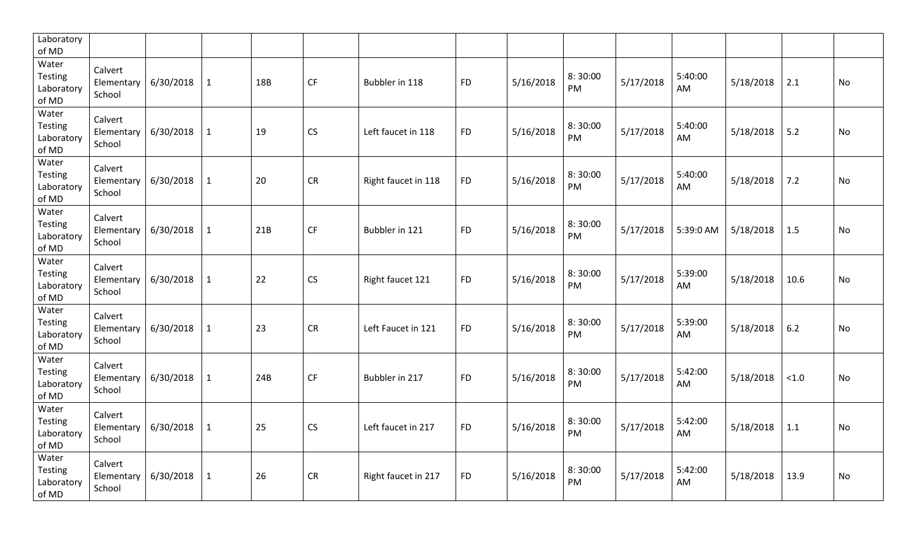| | | | | | | | | | | | | | |
|---|---|---|---|---|---|---|---|---|---|---|---|---|---|
| Laboratory of MD | | | | | | | | | | | | | |
| Water Testing Laboratory of MD | Calvert Elementary School | 6/30/2018 | 1 | 18B | CF | Bubbler in 118 | FD | 5/16/2018 | 8: 30:00 PM | 5/17/2018 | 5:40:00 AM | 5/18/2018 | 2.1 | No |
| Water Testing Laboratory of MD | Calvert Elementary School | 6/30/2018 | 1 | 19 | CS | Left faucet in 118 | FD | 5/16/2018 | 8: 30:00 PM | 5/17/2018 | 5:40:00 AM | 5/18/2018 | 5.2 | No |
| Water Testing Laboratory of MD | Calvert Elementary School | 6/30/2018 | 1 | 20 | CR | Right faucet in 118 | FD | 5/16/2018 | 8: 30:00 PM | 5/17/2018 | 5:40:00 AM | 5/18/2018 | 7.2 | No |
| Water Testing Laboratory of MD | Calvert Elementary School | 6/30/2018 | 1 | 21B | CF | Bubbler in 121 | FD | 5/16/2018 | 8: 30:00 PM | 5/17/2018 | 5:39:0 AM | 5/18/2018 | 1.5 | No |
| Water Testing Laboratory of MD | Calvert Elementary School | 6/30/2018 | 1 | 22 | CS | Right faucet 121 | FD | 5/16/2018 | 8: 30:00 PM | 5/17/2018 | 5:39:00 AM | 5/18/2018 | 10.6 | No |
| Water Testing Laboratory of MD | Calvert Elementary School | 6/30/2018 | 1 | 23 | CR | Left Faucet in 121 | FD | 5/16/2018 | 8: 30:00 PM | 5/17/2018 | 5:39:00 AM | 5/18/2018 | 6.2 | No |
| Water Testing Laboratory of MD | Calvert Elementary School | 6/30/2018 | 1 | 24B | CF | Bubbler in 217 | FD | 5/16/2018 | 8: 30:00 PM | 5/17/2018 | 5:42:00 AM | 5/18/2018 | <1.0 | No |
| Water Testing Laboratory of MD | Calvert Elementary School | 6/30/2018 | 1 | 25 | CS | Left faucet in 217 | FD | 5/16/2018 | 8: 30:00 PM | 5/17/2018 | 5:42:00 AM | 5/18/2018 | 1.1 | No |
| Water Testing Laboratory of MD | Calvert Elementary School | 6/30/2018 | 1 | 26 | CR | Right faucet in 217 | FD | 5/16/2018 | 8: 30:00 PM | 5/17/2018 | 5:42:00 AM | 5/18/2018 | 13.9 | No |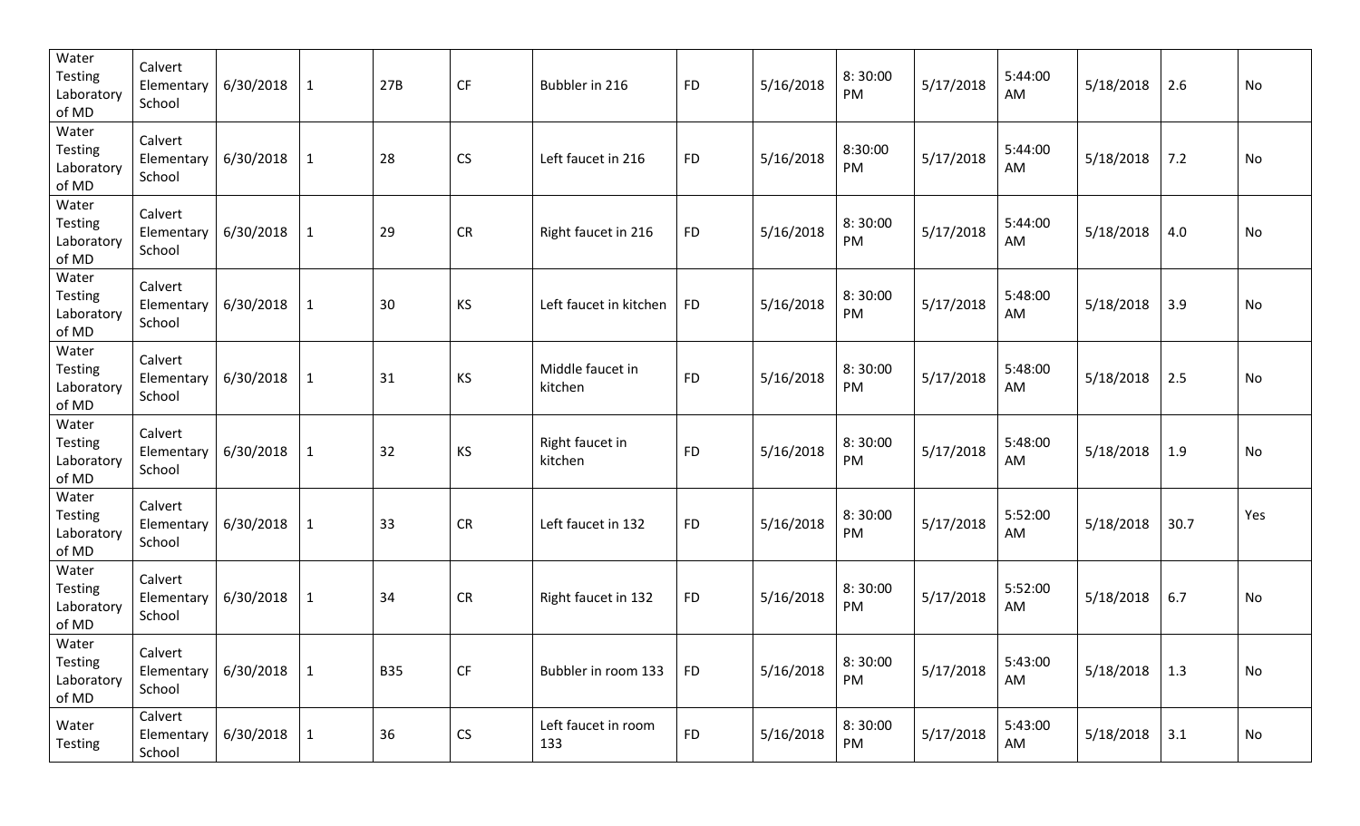| Water Testing Laboratory of MD | Calvert Elementary School | 6/30/2018 | 1 | 27B | CF | Bubbler in 216 | FD | 5/16/2018 | 8: 30:00 PM | 5/17/2018 | 5:44:00 AM | 5/18/2018 | 2.6 | No |
|---|---|---|---|---|---|---|---|---|---|---|---|---|---|---|
| Water Testing Laboratory of MD | Calvert Elementary School | 6/30/2018 | 1 | 28 | CS | Left faucet in 216 | FD | 5/16/2018 | 8:30:00 PM | 5/17/2018 | 5:44:00 AM | 5/18/2018 | 7.2 | No |
| Water Testing Laboratory of MD | Calvert Elementary School | 6/30/2018 | 1 | 29 | CR | Right faucet in 216 | FD | 5/16/2018 | 8: 30:00 PM | 5/17/2018 | 5:44:00 AM | 5/18/2018 | 4.0 | No |
| Water Testing Laboratory of MD | Calvert Elementary School | 6/30/2018 | 1 | 30 | KS | Left faucet in kitchen | FD | 5/16/2018 | 8: 30:00 PM | 5/17/2018 | 5:48:00 AM | 5/18/2018 | 3.9 | No |
| Water Testing Laboratory of MD | Calvert Elementary School | 6/30/2018 | 1 | 31 | KS | Middle faucet in kitchen | FD | 5/16/2018 | 8: 30:00 PM | 5/17/2018 | 5:48:00 AM | 5/18/2018 | 2.5 | No |
| Water Testing Laboratory of MD | Calvert Elementary School | 6/30/2018 | 1 | 32 | KS | Right faucet in kitchen | FD | 5/16/2018 | 8: 30:00 PM | 5/17/2018 | 5:48:00 AM | 5/18/2018 | 1.9 | No |
| Water Testing Laboratory of MD | Calvert Elementary School | 6/30/2018 | 1 | 33 | CR | Left faucet in 132 | FD | 5/16/2018 | 8: 30:00 PM | 5/17/2018 | 5:52:00 AM | 5/18/2018 | 30.7 | Yes |
| Water Testing Laboratory of MD | Calvert Elementary School | 6/30/2018 | 1 | 34 | CR | Right faucet in 132 | FD | 5/16/2018 | 8: 30:00 PM | 5/17/2018 | 5:52:00 AM | 5/18/2018 | 6.7 | No |
| Water Testing Laboratory of MD | Calvert Elementary School | 6/30/2018 | 1 | B35 | CF | Bubbler in room 133 | FD | 5/16/2018 | 8: 30:00 PM | 5/17/2018 | 5:43:00 AM | 5/18/2018 | 1.3 | No |
| Water Testing | Calvert Elementary School | 6/30/2018 | 1 | 36 | CS | Left faucet in room 133 | FD | 5/16/2018 | 8: 30:00 PM | 5/17/2018 | 5:43:00 AM | 5/18/2018 | 3.1 | No |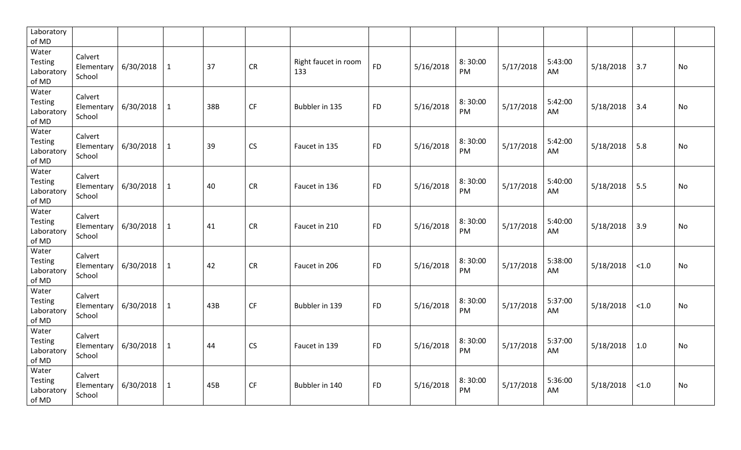| | | | | | | | | | | | | | | |
|---|---|---|---|---|---|---|---|---|---|---|---|---|---|---|
| Laboratory of MD | | | | | | | | | | | | | | |
| Water Testing Laboratory of MD | Calvert Elementary School | 6/30/2018 | 1 | 37 | CR | Right faucet in room 133 | FD | 5/16/2018 | 8: 30:00 PM | 5/17/2018 | 5:43:00 AM | 5/18/2018 | 3.7 | No |
| Water Testing Laboratory of MD | Calvert Elementary School | 6/30/2018 | 1 | 38B | CF | Bubbler in 135 | FD | 5/16/2018 | 8: 30:00 PM | 5/17/2018 | 5:42:00 AM | 5/18/2018 | 3.4 | No |
| Water Testing Laboratory of MD | Calvert Elementary School | 6/30/2018 | 1 | 39 | CS | Faucet in 135 | FD | 5/16/2018 | 8: 30:00 PM | 5/17/2018 | 5:42:00 AM | 5/18/2018 | 5.8 | No |
| Water Testing Laboratory of MD | Calvert Elementary School | 6/30/2018 | 1 | 40 | CR | Faucet in 136 | FD | 5/16/2018 | 8: 30:00 PM | 5/17/2018 | 5:40:00 AM | 5/18/2018 | 5.5 | No |
| Water Testing Laboratory of MD | Calvert Elementary School | 6/30/2018 | 1 | 41 | CR | Faucet in 210 | FD | 5/16/2018 | 8: 30:00 PM | 5/17/2018 | 5:40:00 AM | 5/18/2018 | 3.9 | No |
| Water Testing Laboratory of MD | Calvert Elementary School | 6/30/2018 | 1 | 42 | CR | Faucet in 206 | FD | 5/16/2018 | 8: 30:00 PM | 5/17/2018 | 5:38:00 AM | 5/18/2018 | <1.0 | No |
| Water Testing Laboratory of MD | Calvert Elementary School | 6/30/2018 | 1 | 43B | CF | Bubbler in 139 | FD | 5/16/2018 | 8: 30:00 PM | 5/17/2018 | 5:37:00 AM | 5/18/2018 | <1.0 | No |
| Water Testing Laboratory of MD | Calvert Elementary School | 6/30/2018 | 1 | 44 | CS | Faucet in 139 | FD | 5/16/2018 | 8: 30:00 PM | 5/17/2018 | 5:37:00 AM | 5/18/2018 | 1.0 | No |
| Water Testing Laboratory of MD | Calvert Elementary School | 6/30/2018 | 1 | 45B | CF | Bubbler in 140 | FD | 5/16/2018 | 8: 30:00 PM | 5/17/2018 | 5:36:00 AM | 5/18/2018 | <1.0 | No |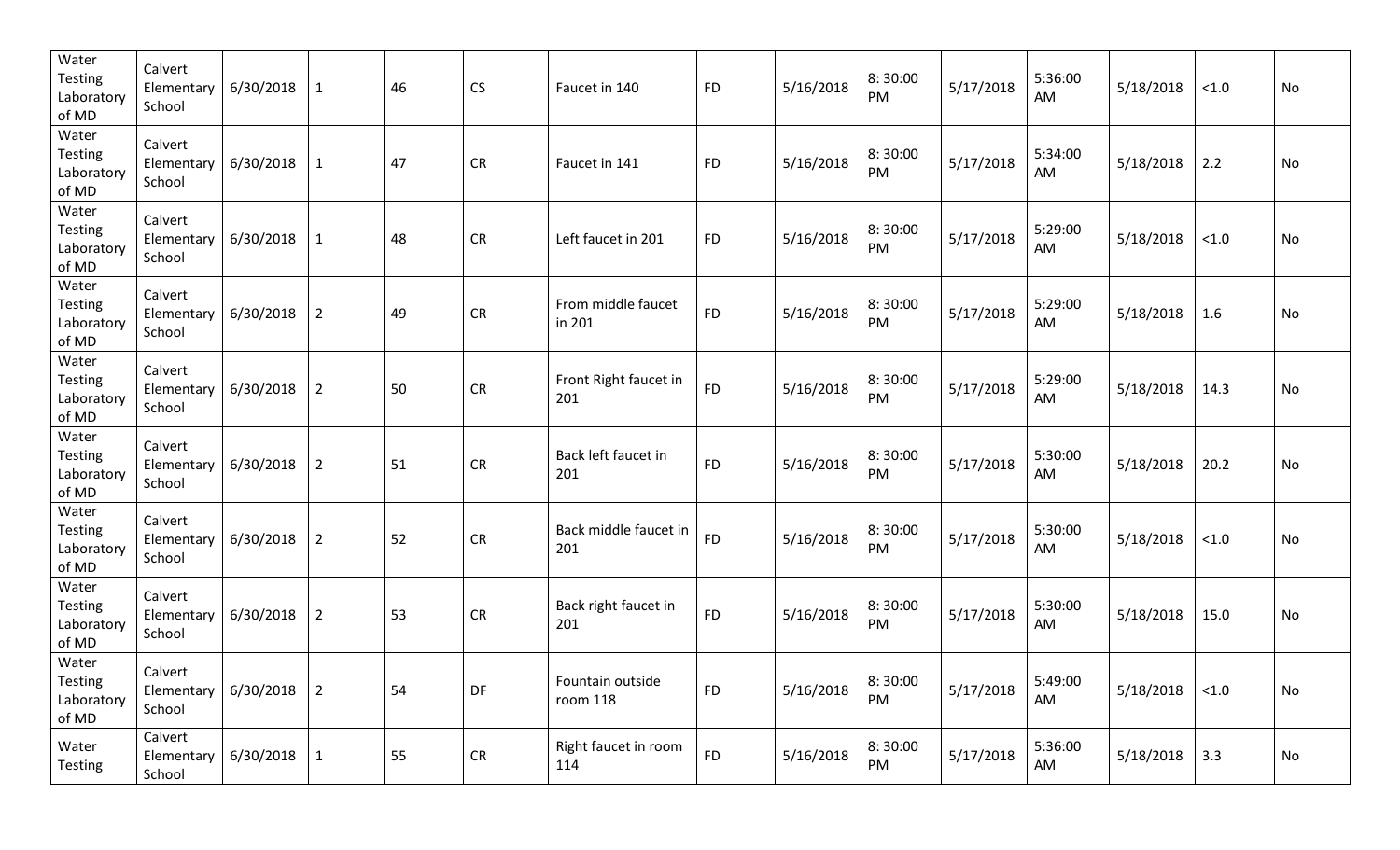| Water Testing Laboratory of MD | Calvert Elementary School | 6/30/2018 | 1 | 46 | CS | Faucet in 140 | FD | 5/16/2018 | 8: 30:00 PM | 5/17/2018 | 5:36:00 AM | 5/18/2018 | <1.0 | No |
|---|---|---|---|---|---|---|---|---|---|---|---|---|---|---|
| Water Testing Laboratory of MD | Calvert Elementary School | 6/30/2018 | 1 | 47 | CR | Faucet in 141 | FD | 5/16/2018 | 8: 30:00 PM | 5/17/2018 | 5:34:00 AM | 5/18/2018 | 2.2 | No |
| Water Testing Laboratory of MD | Calvert Elementary School | 6/30/2018 | 1 | 48 | CR | Left faucet in 201 | FD | 5/16/2018 | 8: 30:00 PM | 5/17/2018 | 5:29:00 AM | 5/18/2018 | <1.0 | No |
| Water Testing Laboratory of MD | Calvert Elementary School | 6/30/2018 | 2 | 49 | CR | From middle faucet in 201 | FD | 5/16/2018 | 8: 30:00 PM | 5/17/2018 | 5:29:00 AM | 5/18/2018 | 1.6 | No |
| Water Testing Laboratory of MD | Calvert Elementary School | 6/30/2018 | 2 | 50 | CR | Front Right faucet in 201 | FD | 5/16/2018 | 8: 30:00 PM | 5/17/2018 | 5:29:00 AM | 5/18/2018 | 14.3 | No |
| Water Testing Laboratory of MD | Calvert Elementary School | 6/30/2018 | 2 | 51 | CR | Back left faucet in 201 | FD | 5/16/2018 | 8: 30:00 PM | 5/17/2018 | 5:30:00 AM | 5/18/2018 | 20.2 | No |
| Water Testing Laboratory of MD | Calvert Elementary School | 6/30/2018 | 2 | 52 | CR | Back middle faucet in 201 | FD | 5/16/2018 | 8: 30:00 PM | 5/17/2018 | 5:30:00 AM | 5/18/2018 | <1.0 | No |
| Water Testing Laboratory of MD | Calvert Elementary School | 6/30/2018 | 2 | 53 | CR | Back right faucet in 201 | FD | 5/16/2018 | 8: 30:00 PM | 5/17/2018 | 5:30:00 AM | 5/18/2018 | 15.0 | No |
| Water Testing Laboratory of MD | Calvert Elementary School | 6/30/2018 | 2 | 54 | DF | Fountain outside room 118 | FD | 5/16/2018 | 8: 30:00 PM | 5/17/2018 | 5:49:00 AM | 5/18/2018 | <1.0 | No |
| Water Testing | Calvert Elementary School | 6/30/2018 | 1 | 55 | CR | Right faucet in room 114 | FD | 5/16/2018 | 8: 30:00 PM | 5/17/2018 | 5:36:00 AM | 5/18/2018 | 3.3 | No |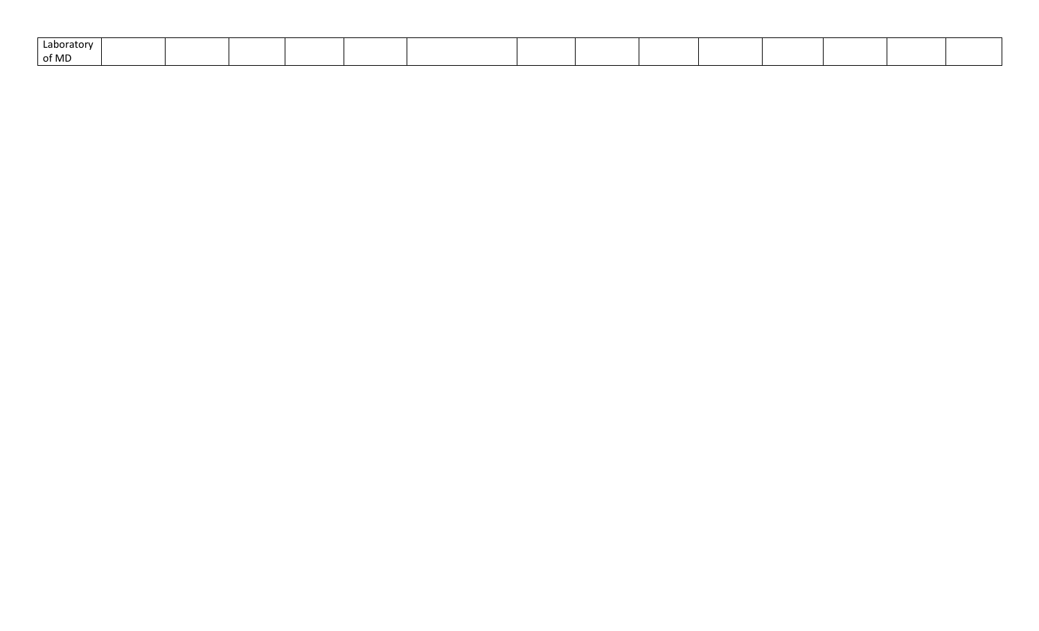| | | | | | | | | | | | | | | |
|---|---|---|---|---|---|---|---|---|---|---|---|---|---|---|
| Laboratory of MD | | | | | | | | | | | | | | |